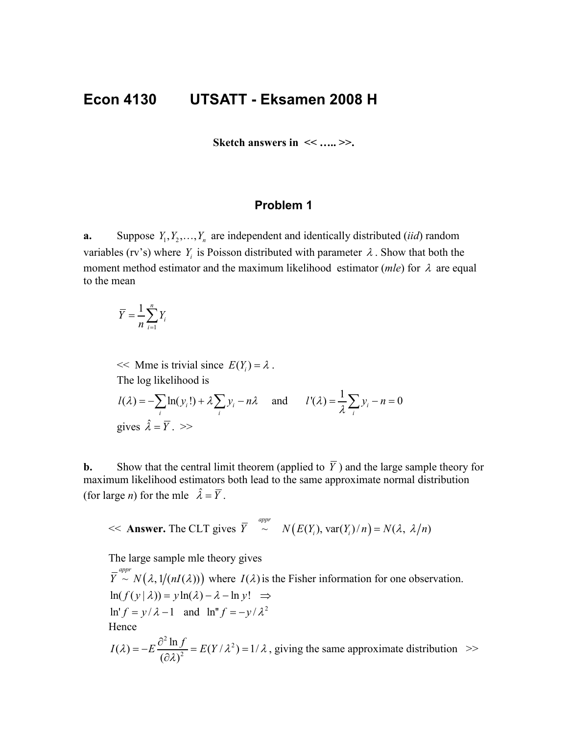# Econ 4130 UTSATT - Eksamen 2008 H

**Sketch answers in << ….. >>.**

## Problem 1

**a.** Suppose $Y_1, Y_2, \ldots, Y_n$ are independent and identically distributed (*iid*) random variables (rv's) where $Y_i$ is Poisson distributed with parameter $\lambda$. Show that both the moment method estimator and the maximum likelihood estimator (*mle*) for $\lambda$ are equal to the mean

$$\bar{Y} = \frac{1}{n}\sum_{i=1}^{n} Y_i$$

<< Mme is trivial since $E(Y_i) = \lambda$.
The log likelihood is

$$l(\lambda) = -\sum_i \ln(y_i!) + \lambda \sum_i y_i - n\lambda \quad \text{and} \quad l'(\lambda) = \frac{1}{\lambda}\sum_i y_i - n = 0$$

gives $\hat{\lambda} = \bar{Y}$. >>

**b.** Show that the central limit theorem (applied to $\bar{Y}$) and the large sample theory for maximum likelihood estimators both lead to the same approximate normal distribution (for large *n*) for the mle $\hat{\lambda} = \bar{Y}$.

<< **Answer.** The CLT gives $\bar{Y} \overset{appr}{\sim} N\left(E(Y_i), \operatorname{var}(Y_i)/n\right) = N(\lambda, \lambda/n)$

The large sample mle theory gives
$\bar{Y} \overset{appr}{\sim} N\left(\lambda, 1/(nI(\lambda))\right)$ where $I(\lambda)$ is the Fisher information for one observation.
$\ln(f(y \mid \lambda)) = y\ln(\lambda) - \lambda - \ln y! \quad \Rightarrow$
$\ln' f = y/\lambda - 1 \quad \text{and} \quad \ln'' f = -y/\lambda^2$
Hence

$I(\lambda) = -E\dfrac{\partial^2 \ln f}{(\partial\lambda)^2} = E(Y/\lambda^2) = 1/\lambda$, giving the same approximate distribution >>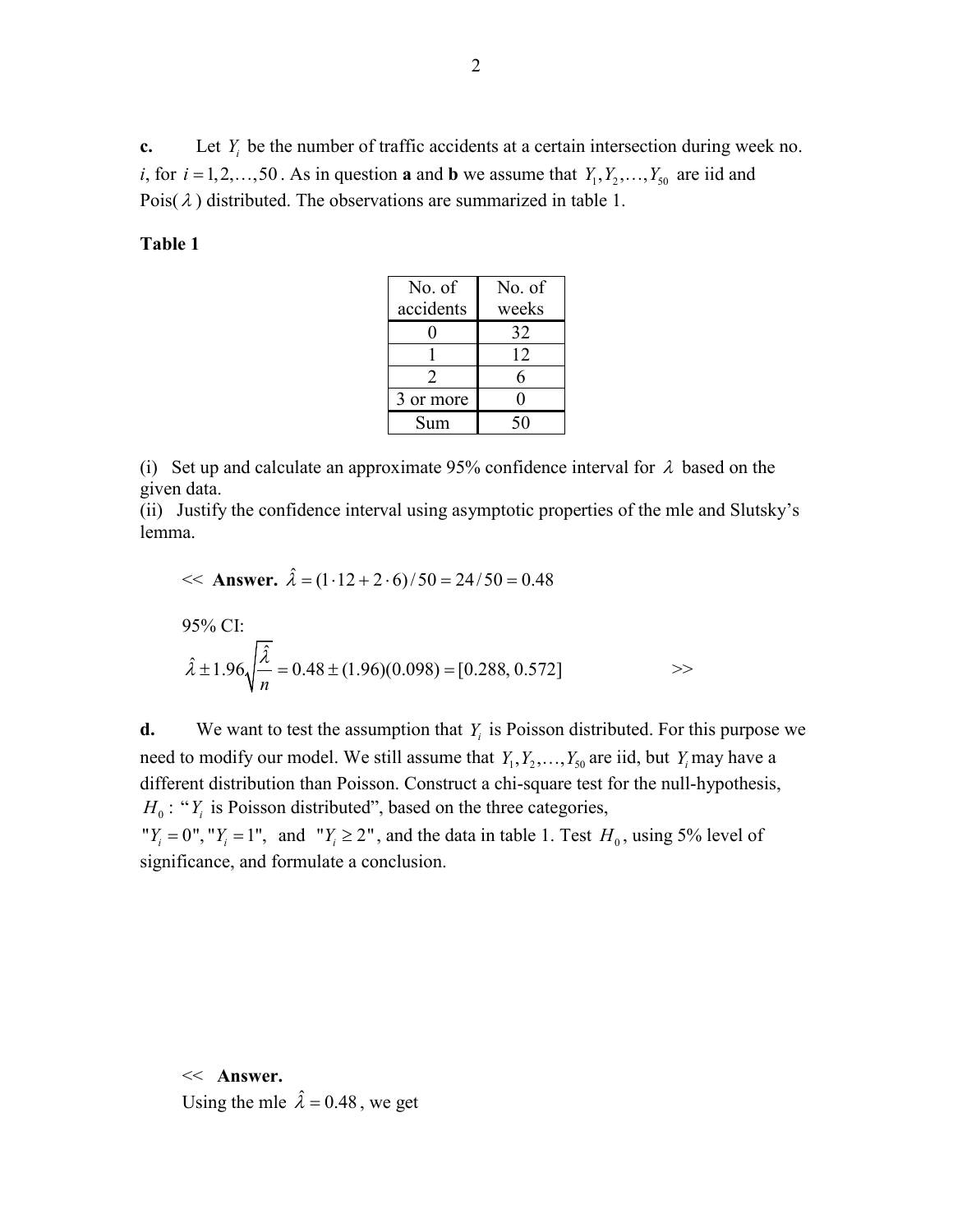**c.** Let $Y_i$ be the number of traffic accidents at a certain intersection during week no. $i$, for $i = 1, 2, \ldots, 50$. As in question **a** and **b** we assume that $Y_1, Y_2, \ldots, Y_{50}$ are iid and Pois($\lambda$) distributed. The observations are summarized in table 1.

**Table 1**

| No. of accidents | No. of weeks |
|---|---|
| 0 | 32 |
| 1 | 12 |
| 2 | 6 |
| 3 or more | 0 |
| Sum | 50 |

(i) Set up and calculate an approximate 95% confidence interval for $\lambda$ based on the given data.
(ii) Justify the confidence interval using asymptotic properties of the mle and Slutsky's lemma.

<< **Answer.** $\hat{\lambda} = (1 \cdot 12 + 2 \cdot 6)/50 = 24/50 = 0.48$

95% CI:

$$\hat{\lambda} \pm 1.96\sqrt{\frac{\hat{\lambda}}{n}} = 0.48 \pm (1.96)(0.098) = [0.288,\ 0.572]$$ >>

**d.** We want to test the assumption that $Y_i$ is Poisson distributed. For this purpose we need to modify our model. We still assume that $Y_1, Y_2, \ldots, Y_{50}$ are iid, but $Y_i$ may have a different distribution than Poisson. Construct a chi-square test for the null-hypothesis, $H_0$: "$Y_i$ is Poisson distributed", based on the three categories, "$Y_i = 0$", "$Y_i = 1$", and "$Y_i \geq 2$", and the data in table 1. Test $H_0$, using 5% level of significance, and formulate a conclusion.

<< **Answer.**
Using the mle $\hat{\lambda} = 0.48$, we get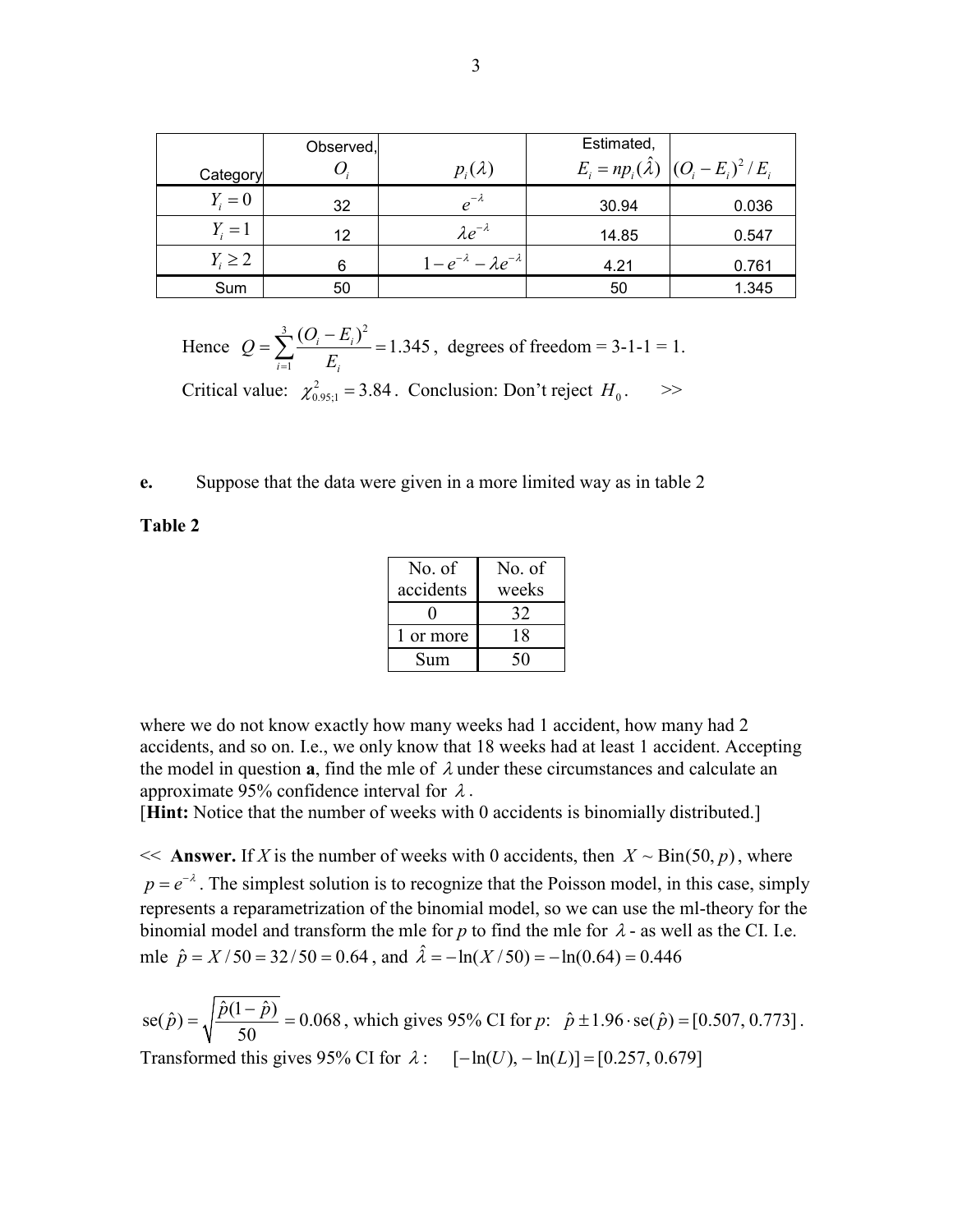| Category | Observed, $O_i$ | $p_i(\lambda)$ | Estimated, $E_i = np_i(\hat{\lambda})$ | $(O_i - E_i)^2 / E_i$ |
|---|---|---|---|---|
| $Y_i = 0$ | 32 | $e^{-\lambda}$ | 30.94 | 0.036 |
| $Y_i = 1$ | 12 | $\lambda e^{-\lambda}$ | 14.85 | 0.547 |
| $Y_i \geq 2$ | 6 | $1 - e^{-\lambda} - \lambda e^{-\lambda}$ | 4.21 | 0.761 |
| Sum | 50 | | 50 | 1.345 |

Hence $Q = \sum_{i=1}^{3} \frac{(O_i - E_i)^2}{E_i} = 1.345$, degrees of freedom = 3-1-1 = 1.

Critical value: $\chi^2_{0.95;1} = 3.84$. Conclusion: Don't reject $H_0$. >>

**e.** Suppose that the data were given in a more limited way as in table 2

**Table 2**

| No. of accidents | No. of weeks |
|---|---|
| 0 | 32 |
| 1 or more | 18 |
| Sum | 50 |

where we do not know exactly how many weeks had 1 accident, how many had 2 accidents, and so on. I.e., we only know that 18 weeks had at least 1 accident. Accepting the model in question **a**, find the mle of $\lambda$ under these circumstances and calculate an approximate 95% confidence interval for $\lambda$.
[**Hint:** Notice that the number of weeks with 0 accidents is binomially distributed.]

<< **Answer.** If $X$ is the number of weeks with 0 accidents, then $X \sim \text{Bin}(50, p)$, where $p = e^{-\lambda}$. The simplest solution is to recognize that the Poisson model, in this case, simply represents a reparametrization of the binomial model, so we can use the ml-theory for the binomial model and transform the mle for $p$ to find the mle for $\lambda$ - as well as the CI. I.e. mle $\hat{p} = X/50 = 32/50 = 0.64$, and $\hat{\lambda} = -\ln(X/50) = -\ln(0.64) = 0.446$

$\text{se}(\hat{p}) = \sqrt{\frac{\hat{p}(1-\hat{p})}{50}} = 0.068$, which gives 95% CI for $p$: $\hat{p} \pm 1.96 \cdot \text{se}(\hat{p}) = [0.507, 0.773]$.

Transformed this gives 95% CI for $\lambda$: $[-\ln(U), -\ln(L)] = [0.257, 0.679]$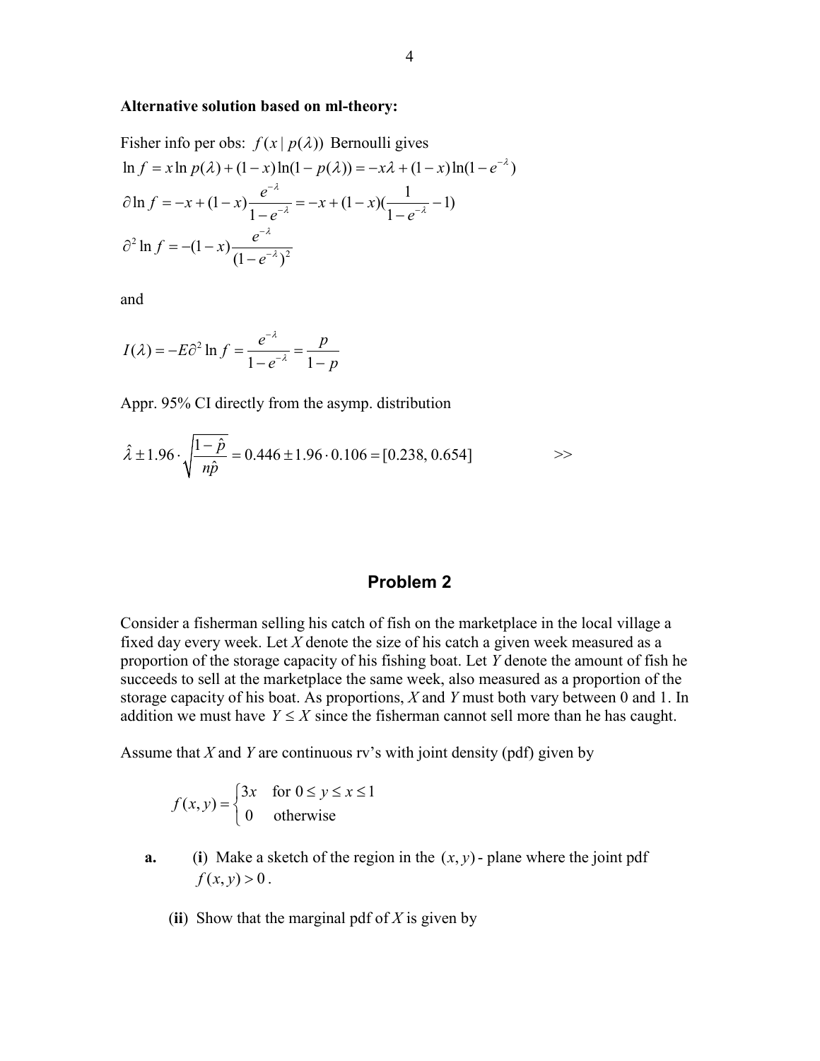**Alternative solution based on ml-theory:**

Fisher info per obs: $f(x \mid p(\lambda))$ Bernoulli gives

$$\ln f = x \ln p(\lambda) + (1-x)\ln(1-p(\lambda)) = -x\lambda + (1-x)\ln(1-e^{-\lambda})$$

$$\partial \ln f = -x + (1-x)\frac{e^{-\lambda}}{1-e^{-\lambda}} = -x + (1-x)(\frac{1}{1-e^{-\lambda}} - 1)$$

$$\partial^2 \ln f = -(1-x)\frac{e^{-\lambda}}{(1-e^{-\lambda})^2}$$

and

$$I(\lambda) = -E\partial^2 \ln f = \frac{e^{-\lambda}}{1-e^{-\lambda}} = \frac{p}{1-p}$$

Appr. 95% CI directly from the asymp. distribution

$$\hat{\lambda} \pm 1.96 \cdot \sqrt{\frac{1-\hat{p}}{n\hat{p}}} = 0.446 \pm 1.96 \cdot 0.106 = [0.238,\ 0.654]$$

>>

## Problem 2

Consider a fisherman selling his catch of fish on the marketplace in the local village a fixed day every week. Let $X$ denote the size of his catch a given week measured as a proportion of the storage capacity of his fishing boat. Let $Y$ denote the amount of fish he succeeds to sell at the marketplace the same week, also measured as a proportion of the storage capacity of his boat. As proportions, $X$ and $Y$ must both vary between 0 and 1. In addition we must have $Y \leq X$ since the fisherman cannot sell more than he has caught.

Assume that $X$ and $Y$ are continuous rv's with joint density (pdf) given by

$$f(x,y) = \begin{cases} 3x & \text{for } 0 \leq y \leq x \leq 1 \\ 0 & \text{otherwise} \end{cases}$$

**a.** (**i**) Make a sketch of the region in the $(x,y)$ - plane where the joint pdf $f(x,y) > 0$.

(**ii**) Show that the marginal pdf of $X$ is given by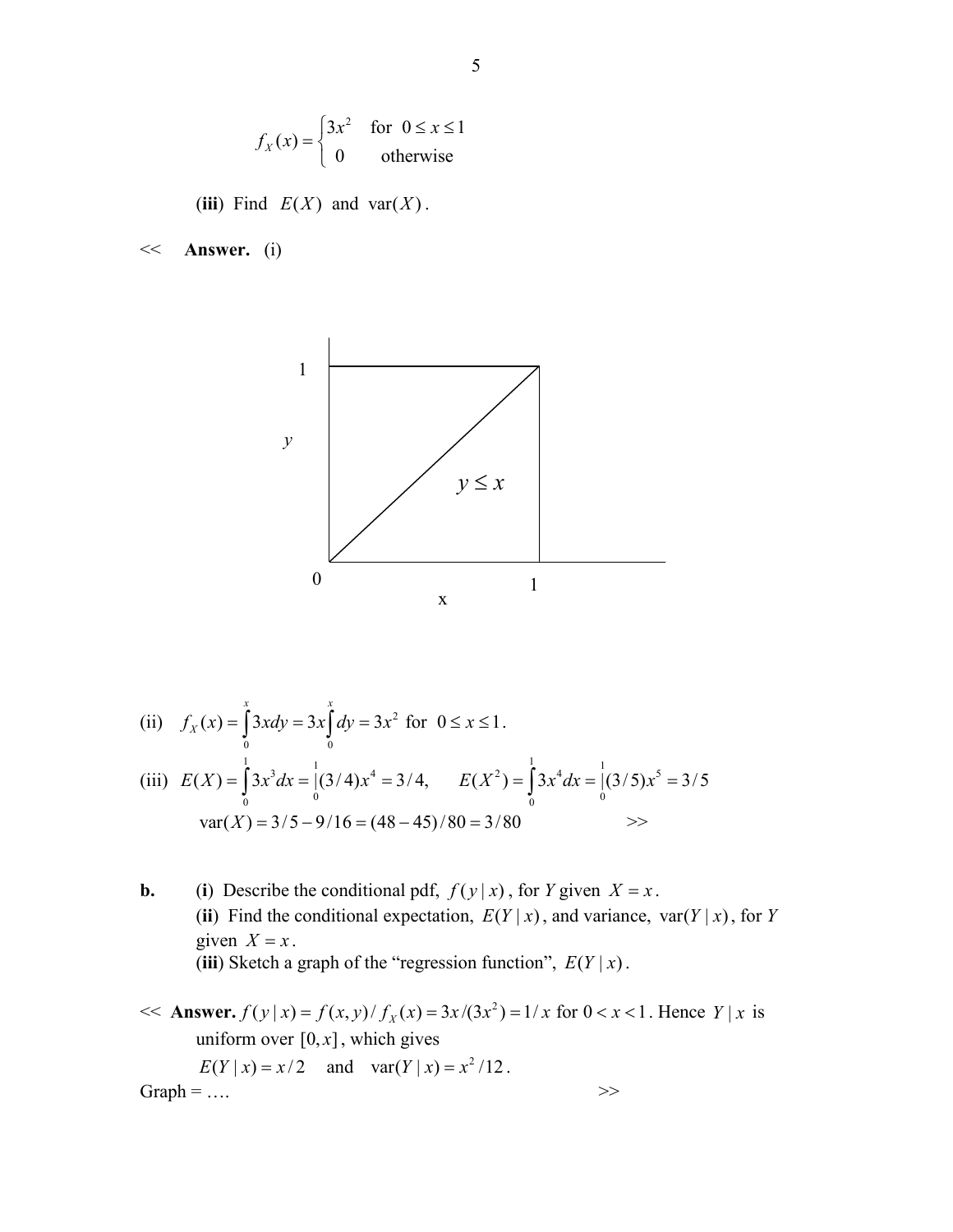$$f_X(x) = \begin{cases} 3x^2 & \text{for } 0 \le x \le 1 \\ 0 & \text{otherwise} \end{cases}$$

**(iii)** Find $E(X)$ and $\text{var}(X)$.

<< **Answer.** (i)

(ii) $f_X(x) = \int_0^x 3x\,dy = 3x\int_0^x dy = 3x^2$ for $0 \le x \le 1$.

(iii) $E(X) = \int_0^1 3x^3 dx = \Big|_0^1 (3/4)x^4 = 3/4, \qquad E(X^2) = \int_0^1 3x^4 dx = \Big|_0^1 (3/5)x^5 = 3/5$

$\text{var}(X) = 3/5 - 9/16 = (48-45)/80 = 3/80$ >>

**b.** **(i)** Describe the conditional pdf, $f(y \mid x)$, for $Y$ given $X = x$.
**(ii)** Find the conditional expectation, $E(Y \mid x)$, and variance, $\text{var}(Y \mid x)$, for $Y$ given $X = x$.
**(iii)** Sketch a graph of the "regression function", $E(Y \mid x)$.

<< **Answer.** $f(y \mid x) = f(x,y)/f_X(x) = 3x/(3x^2) = 1/x$ for $0 < x < 1$. Hence $Y \mid x$ is uniform over $[0, x]$, which gives

$E(Y \mid x) = x/2$ and $\text{var}(Y \mid x) = x^2/12$.

Graph = …. >>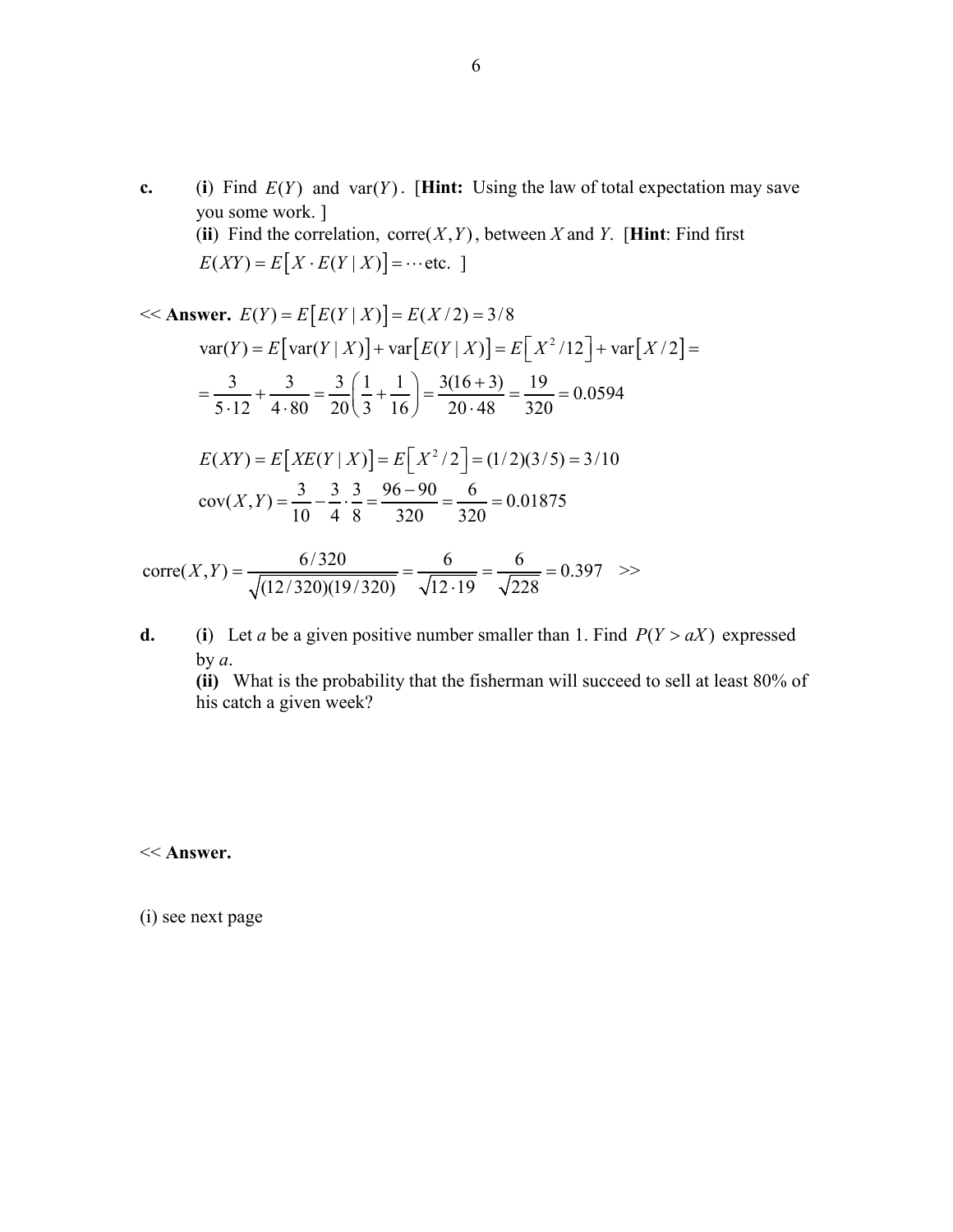**c.** (**i**) Find $E(Y)$ and $\text{var}(Y)$. [**Hint:** Using the law of total expectation may save you some work. ]

(**ii**) Find the correlation, $\text{corre}(X,Y)$, between *X* and *Y*. [**Hint**: Find first $E(XY) = E\left[X \cdot E(Y \mid X)\right] = \cdots \text{etc.}$ ]

<< **Answer.** $E(Y) = E\left[E(Y \mid X)\right] = E(X/2) = 3/8$

$$\text{var}(Y) = E\left[\text{var}(Y \mid X)\right] + \text{var}\left[E(Y \mid X)\right] = E\left[X^2/12\right] + \text{var}\left[X/2\right] =$$

$$= \frac{3}{5 \cdot 12} + \frac{3}{4 \cdot 80} = \frac{3}{20}\left(\frac{1}{3} + \frac{1}{16}\right) = \frac{3(16+3)}{20 \cdot 48} = \frac{19}{320} = 0.0594$$

$$E(XY) = E\left[XE(Y \mid X)\right] = E\left[X^2/2\right] = (1/2)(3/5) = 3/10$$

$$\text{cov}(X,Y) = \frac{3}{10} - \frac{3}{4} \cdot \frac{3}{8} = \frac{96-90}{320} = \frac{6}{320} = 0.01875$$

$$\text{corre}(X,Y) = \frac{6/320}{\sqrt{(12/320)(19/320)}} = \frac{6}{\sqrt{12 \cdot 19}} = \frac{6}{\sqrt{228}} = 0.397 \quad >>$$

**d.** (**i**) Let *a* be a given positive number smaller than 1. Find $P(Y > aX)$ expressed by *a*.

**(ii)** What is the probability that the fisherman will succeed to sell at least 80% of his catch a given week?

<< **Answer.**

(i) see next page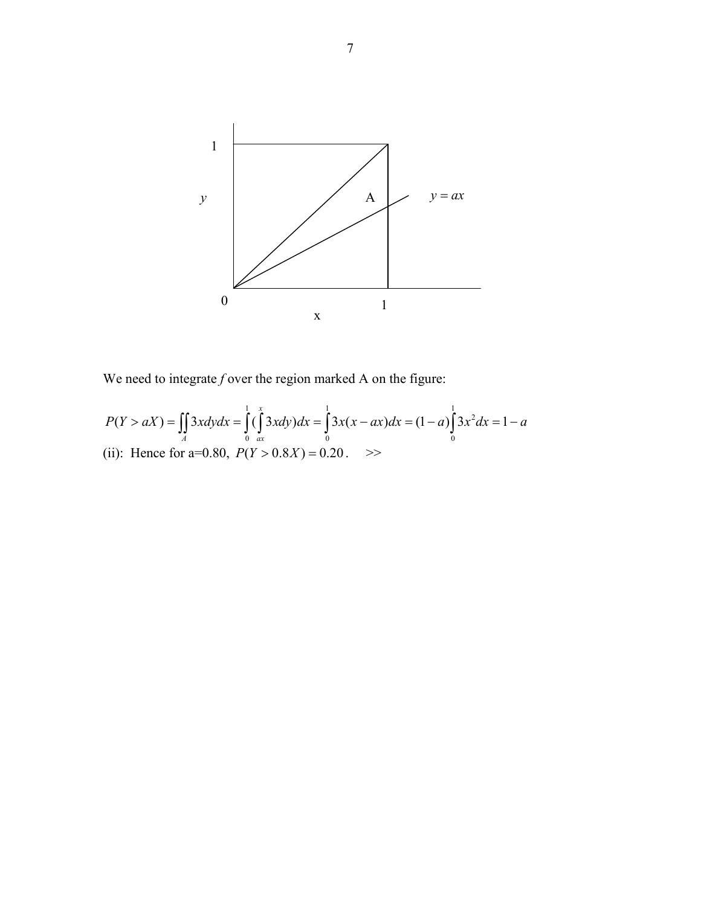1

$y$

A

$y = ax$

0

1

x

We need to integrate $f$ over the region marked A on the figure:

$$P(Y > aX) = \iint_A 3xdydx = \int_0^1 (\int_{ax}^x 3xdy)dx = \int_0^1 3x(x - ax)dx = (1-a)\int_0^1 3x^2 dx = 1 - a$$

(ii): Hence for a=0.80, $P(Y > 0.8X) = 0.20$. >>